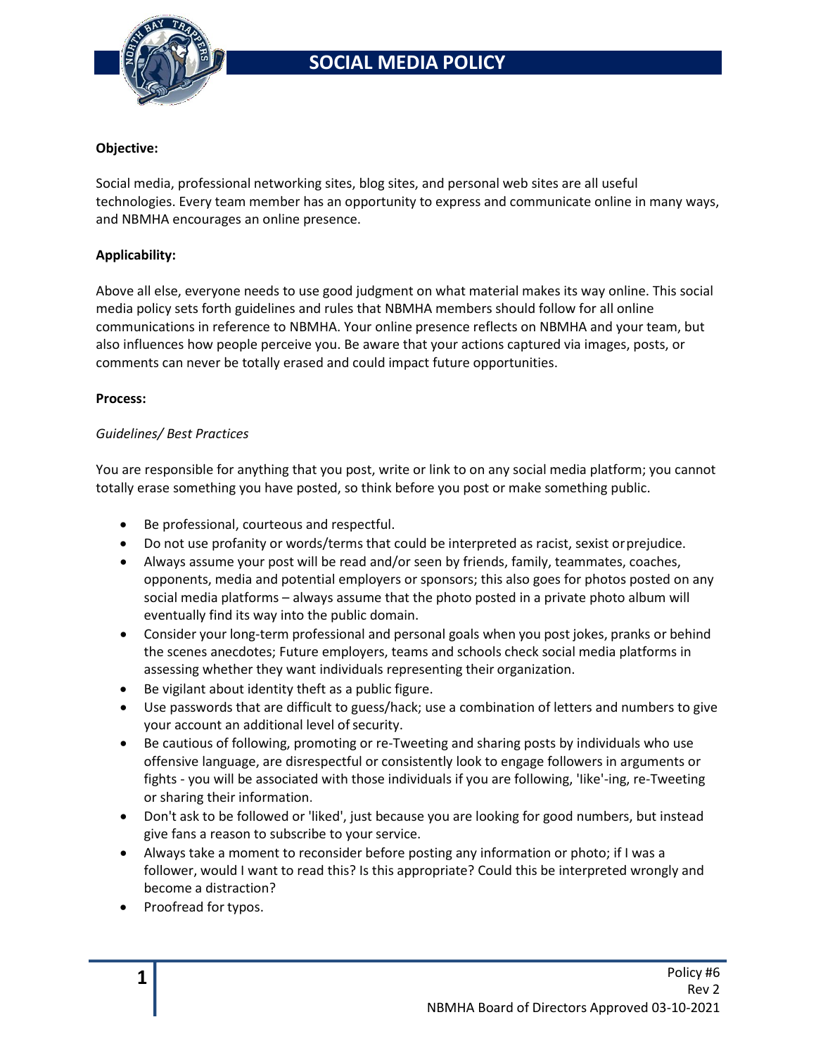# SOCIAL MEDIA POLICY

**Objective:**

Social media, professional networking sites, blog sites, and personal web sites are all useful technologies. Every team member has an opportunity to express and communicate online in many ways, and NBMHA encourages an online presence.

**Applicability:**

Above all else, everyone needs to use good judgment on what material makes its way online. This social media policy sets forth guidelines and rules that NBMHA members should follow for all online communications in reference to NBMHA. Your online presence reflects on NBMHA and your team, but also influences how people perceive you. Be aware that your actions captured via images, posts, or comments can never be totally erased and could impact future opportunities.

**Process:**

*Guidelines/ Best Practices*

You are responsible for anything that you post, write or link to on any social media platform; you cannot totally erase something you have posted, so think before you post or make something public.

- Be professional, courteous and respectful.
- Do not use profanity or words/terms that could be interpreted as racist, sexist or prejudice.
- Always assume your post will be read and/or seen by friends, family, teammates, coaches, opponents, media and potential employers or sponsors; this also goes for photos posted on any social media platforms – always assume that the photo posted in a private photo album will eventually find its way into the public domain.
- Consider your long-term professional and personal goals when you post jokes, pranks or behind the scenes anecdotes; Future employers, teams and schools check social media platforms in assessing whether they want individuals representing their organization.
- Be vigilant about identity theft as a public figure.
- Use passwords that are difficult to guess/hack; use a combination of letters and numbers to give your account an additional level of security.
- Be cautious of following, promoting or re-Tweeting and sharing posts by individuals who use offensive language, are disrespectful or consistently look to engage followers in arguments or fights - you will be associated with those individuals if you are following, 'like'-ing, re-Tweeting or sharing their information.
- Don't ask to be followed or 'liked', just because you are looking for good numbers, but instead give fans a reason to subscribe to your service.
- Always take a moment to reconsider before posting any information or photo; if I was a follower, would I want to read this? Is this appropriate? Could this be interpreted wrongly and become a distraction?
- Proofread for typos.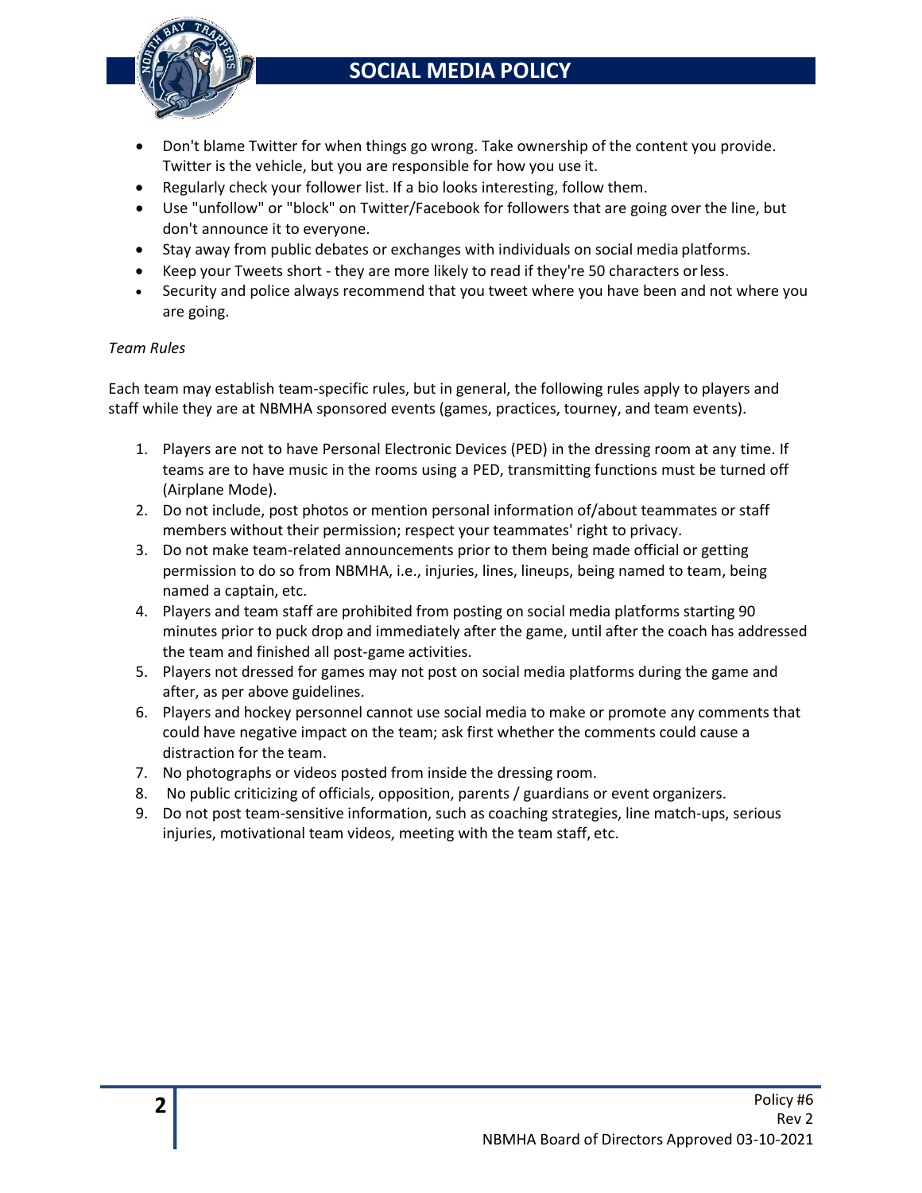- Don't blame Twitter for when things go wrong. Take ownership of the content you provide. Twitter is the vehicle, but you are responsible for how you use it.
- Regularly check your follower list. If a bio looks interesting, follow them.
- Use "unfollow" or "block" on Twitter/Facebook for followers that are going over the line, but don't announce it to everyone.
- Stay away from public debates or exchanges with individuals on social media platforms.
- Keep your Tweets short - they are more likely to read if they're 50 characters or less.
- Security and police always recommend that you tweet where you have been and not where you are going.

*Team Rules*

Each team may establish team-specific rules, but in general, the following rules apply to players and staff while they are at NBMHA sponsored events (games, practices, tourney, and team events).

1. Players are not to have Personal Electronic Devices (PED) in the dressing room at any time. If teams are to have music in the rooms using a PED, transmitting functions must be turned off (Airplane Mode).
2. Do not include, post photos or mention personal information of/about teammates or staff members without their permission; respect your teammates' right to privacy.
3. Do not make team-related announcements prior to them being made official or getting permission to do so from NBMHA, i.e., injuries, lines, lineups, being named to team, being named a captain, etc.
4. Players and team staff are prohibited from posting on social media platforms starting 90 minutes prior to puck drop and immediately after the game, until after the coach has addressed the team and finished all post-game activities.
5. Players not dressed for games may not post on social media platforms during the game and after, as per above guidelines.
6. Players and hockey personnel cannot use social media to make or promote any comments that could have negative impact on the team; ask first whether the comments could cause a distraction for the team.
7. No photographs or videos posted from inside the dressing room.
8. No public criticizing of officials, opposition, parents / guardians or event organizers.
9. Do not post team-sensitive information, such as coaching strategies, line match-ups, serious injuries, motivational team videos, meeting with the team staff, etc.